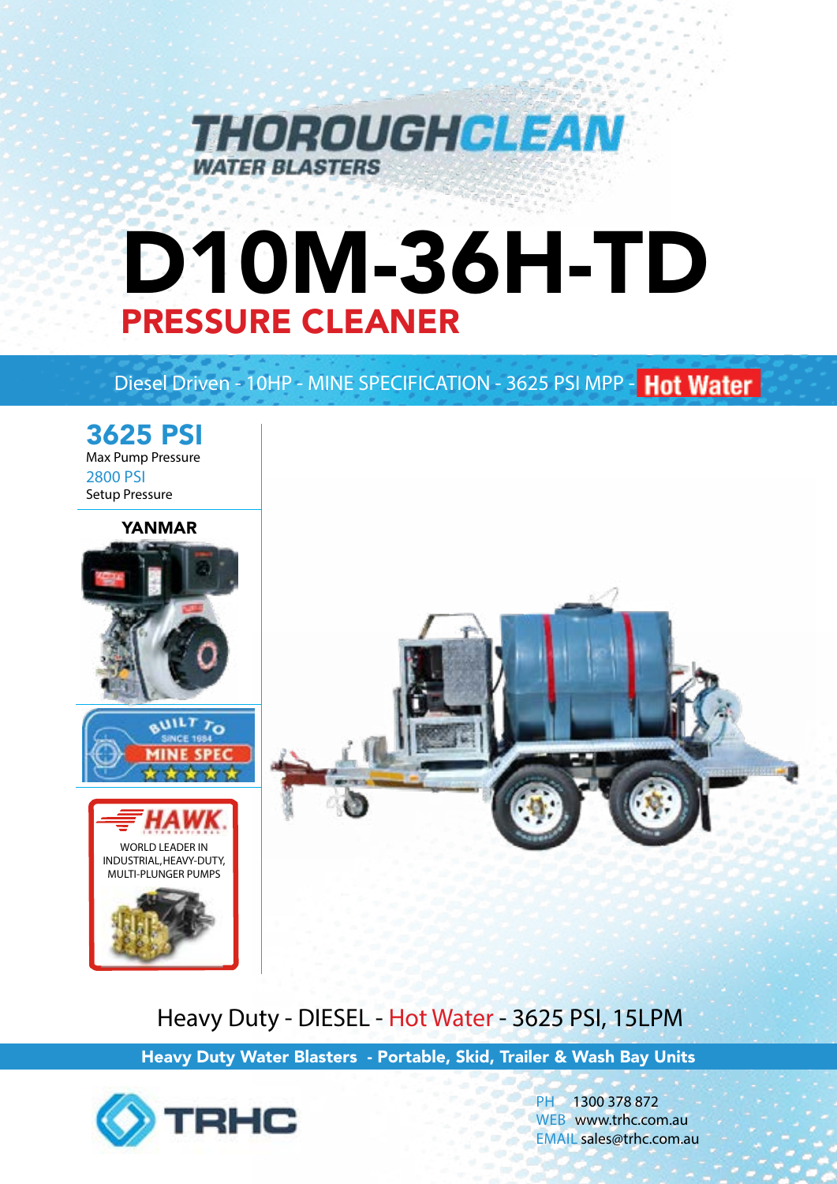**THOROUGHCLEAN**
**WATER BLASTERS**

# D10M-36H-TD

## PRESSURE CLEANER

Diesel Driven - 10HP - MINE SPECIFICATION - 3625 PSI MPP - **Hot Water**

**3625 PSI**
Max Pump Pressure

2800 PSI
Setup Pressure

**YANMAR**

BUILT TO
SINCE 1984
MINE SPEC

**HAWK**
INTERNATIONAL
WORLD LEADER IN INDUSTRIAL, HEAVY-DUTY, MULTI-PLUNGER PUMPS

Heavy Duty - DIESEL - Hot Water - 3625 PSI, 15LPM

**Heavy Duty Water Blasters - Portable, Skid, Trailer & Wash Bay Units**

**TRHC**

PH 1300 378 872
WEB www.trhc.com.au
EMAIL sales@trhc.com.au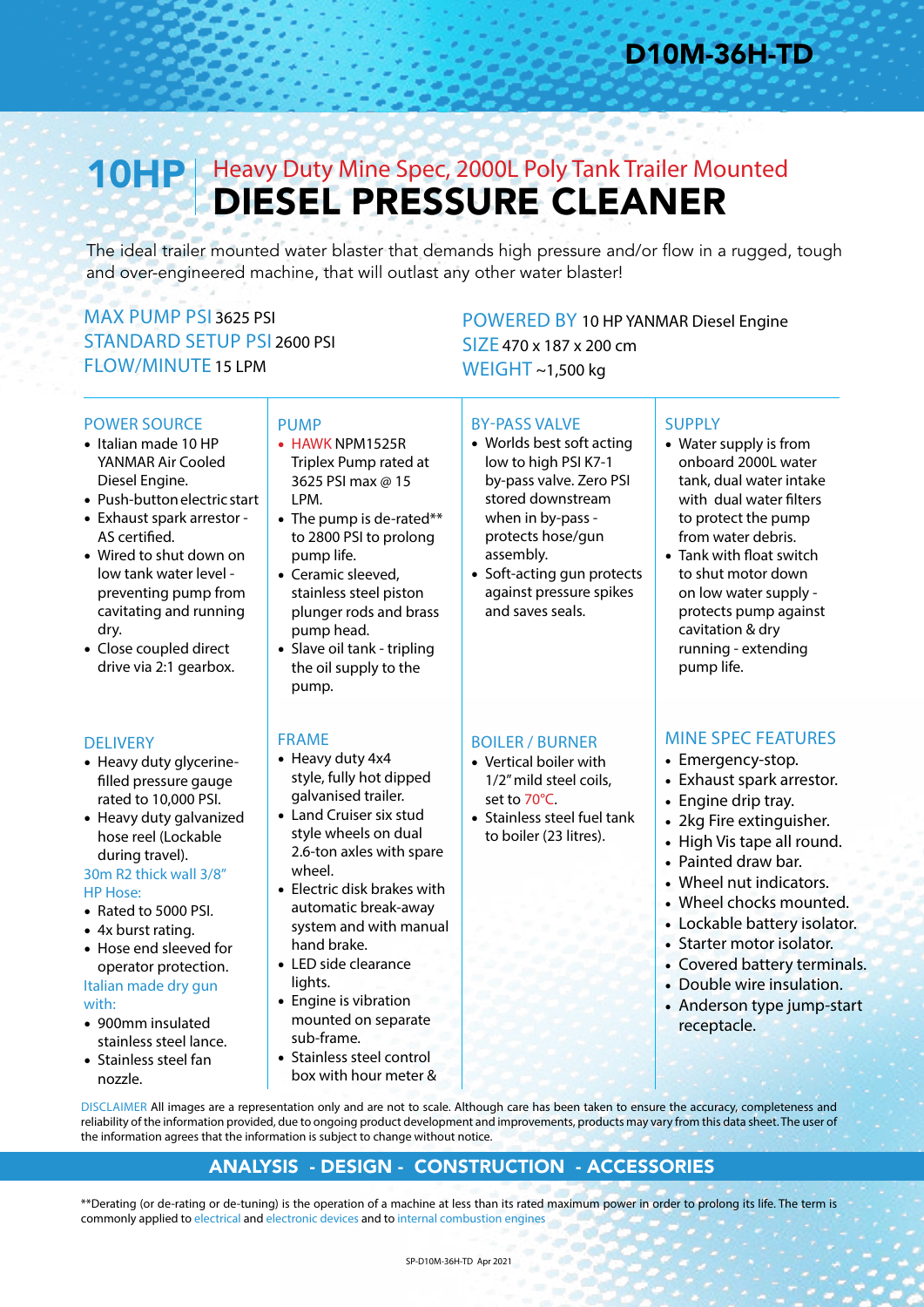# D10M-36H-TD

# 10HP | Heavy Duty Mine Spec, 2000L Poly Tank Trailer Mounted DIESEL PRESSURE CLEANER

The ideal trailer mounted water blaster that demands high pressure and/or flow in a rugged, tough and over-engineered machine, that will outlast any other water blaster!

MAX PUMP PSI 3625 PSI
STANDARD SETUP PSI 2600 PSI
FLOW/MINUTE 15 LPM

POWERED BY 10 HP YANMAR Diesel Engine
SIZE 470 x 187 x 200 cm
WEIGHT ~1,500 kg

### POWER SOURCE

- Italian made 10 HP YANMAR Air Cooled Diesel Engine.
- Push-button electric start
- Exhaust spark arrestor - AS certified.
- Wired to shut down on low tank water level - preventing pump from cavitating and running dry.
- Close coupled direct drive via 2:1 gearbox.

### PUMP

- HAWK NPM1525R Triplex Pump rated at 3625 PSI max @ 15 LPM.
- The pump is de-rated** to 2800 PSI to prolong pump life.
- Ceramic sleeved, stainless steel piston plunger rods and brass pump head.
- Slave oil tank - tripling the oil supply to the pump.

### BY-PASS VALVE

- Worlds best soft acting low to high PSI K7-1 by-pass valve. Zero PSI stored downstream when in by-pass - protects hose/gun assembly.
- Soft-acting gun protects against pressure spikes and saves seals.

### SUPPLY

- Water supply is from onboard 2000L water tank, dual water intake with dual water filters to protect the pump from water debris.
- Tank with float switch to shut motor down on low water supply - protects pump against cavitation & dry running - extending pump life.

### DELIVERY

- Heavy duty glycerine-filled pressure gauge rated to 10,000 PSI.
- Heavy duty galvanized hose reel (Lockable during travel).

30m R2 thick wall 3/8" HP Hose:

- Rated to 5000 PSI.
- 4x burst rating.
- Hose end sleeved for operator protection.

Italian made dry gun with:

- 900mm insulated stainless steel lance.
- Stainless steel fan nozzle.

### FRAME

- Heavy duty 4x4 style, fully hot dipped galvanised trailer.
- Land Cruiser six stud style wheels on dual 2.6-ton axles with spare wheel.
- Electric disk brakes with automatic break-away system and with manual hand brake.
- LED side clearance lights.
- Engine is vibration mounted on separate sub-frame.
- Stainless steel control box with hour meter &

### BOILER / BURNER

- Vertical boiler with 1/2" mild steel coils, set to 70°C.
- Stainless steel fuel tank to boiler (23 litres).

### MINE SPEC FEATURES

- Emergency-stop.
- Exhaust spark arrestor.
- Engine drip tray.
- 2kg Fire extinguisher.
- High Vis tape all round.
- Painted draw bar.
- Wheel nut indicators.
- Wheel chocks mounted.
- Lockable battery isolator.
- Starter motor isolator.
- Covered battery terminals.
- Double wire insulation.
- Anderson type jump-start receptacle.

DISCLAIMER All images are a representation only and are not to scale. Although care has been taken to ensure the accuracy, completeness and reliability of the information provided, due to ongoing product development and improvements, products may vary from this data sheet. The user of the information agrees that the information is subject to change without notice.

**ANALYSIS - DESIGN - CONSTRUCTION - ACCESSORIES**

**Derating (or de-rating or de-tuning) is the operation of a machine at less than its rated maximum power in order to prolong its life. The term is commonly applied to electrical and electronic devices and to internal combustion engines

SP-D10M-36H-TD Apr 2021